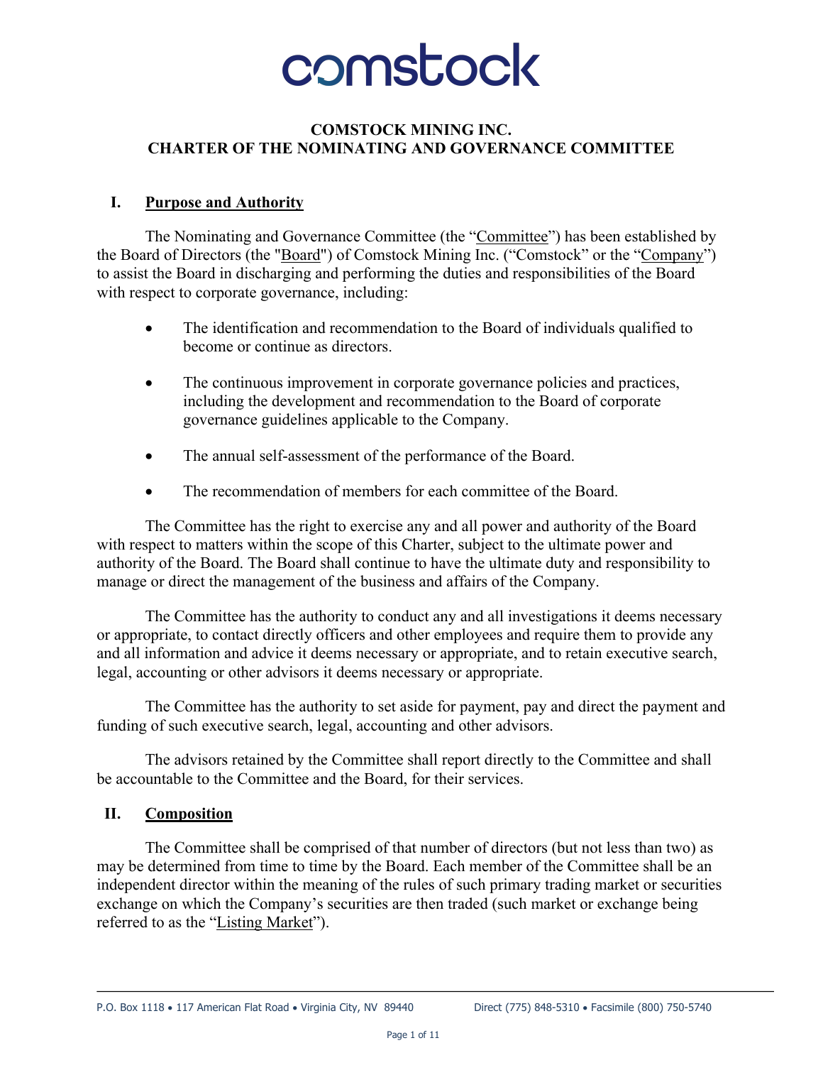# COMSTOCK MINING INC.
# CHARTER OF THE NOMINATING AND GOVERNANCE COMMITTEE

## I. Purpose and Authority

The Nominating and Governance Committee (the "Committee") has been established by the Board of Directors (the "Board") of Comstock Mining Inc. ("Comstock" or the "Company") to assist the Board in discharging and performing the duties and responsibilities of the Board with respect to corporate governance, including:

- The identification and recommendation to the Board of individuals qualified to become or continue as directors.
- The continuous improvement in corporate governance policies and practices, including the development and recommendation to the Board of corporate governance guidelines applicable to the Company.
- The annual self-assessment of the performance of the Board.
- The recommendation of members for each committee of the Board.

The Committee has the right to exercise any and all power and authority of the Board with respect to matters within the scope of this Charter, subject to the ultimate power and authority of the Board. The Board shall continue to have the ultimate duty and responsibility to manage or direct the management of the business and affairs of the Company.

The Committee has the authority to conduct any and all investigations it deems necessary or appropriate, to contact directly officers and other employees and require them to provide any and all information and advice it deems necessary or appropriate, and to retain executive search, legal, accounting or other advisors it deems necessary or appropriate.

The Committee has the authority to set aside for payment, pay and direct the payment and funding of such executive search, legal, accounting and other advisors.

The advisors retained by the Committee shall report directly to the Committee and shall be accountable to the Committee and the Board, for their services.

## II. Composition

The Committee shall be comprised of that number of directors (but not less than two) as may be determined from time to time by the Board. Each member of the Committee shall be an independent director within the meaning of the rules of such primary trading market or securities exchange on which the Company's securities are then traded (such market or exchange being referred to as the "Listing Market").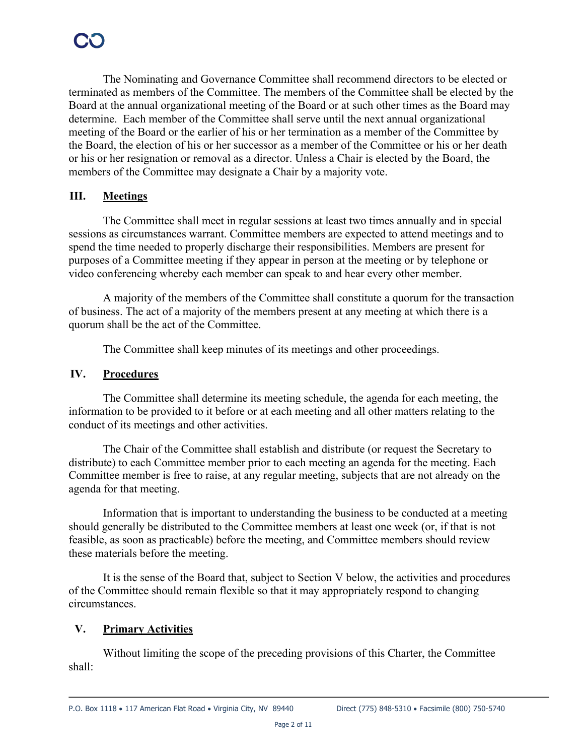The Nominating and Governance Committee shall recommend directors to be elected or terminated as members of the Committee. The members of the Committee shall be elected by the Board at the annual organizational meeting of the Board or at such other times as the Board may determine. Each member of the Committee shall serve until the next annual organizational meeting of the Board or the earlier of his or her termination as a member of the Committee by the Board, the election of his or her successor as a member of the Committee or his or her death or his or her resignation or removal as a director. Unless a Chair is elected by the Board, the members of the Committee may designate a Chair by a majority vote.

## III. Meetings

The Committee shall meet in regular sessions at least two times annually and in special sessions as circumstances warrant. Committee members are expected to attend meetings and to spend the time needed to properly discharge their responsibilities. Members are present for purposes of a Committee meeting if they appear in person at the meeting or by telephone or video conferencing whereby each member can speak to and hear every other member.

A majority of the members of the Committee shall constitute a quorum for the transaction of business. The act of a majority of the members present at any meeting at which there is a quorum shall be the act of the Committee.

The Committee shall keep minutes of its meetings and other proceedings.

## IV. Procedures

The Committee shall determine its meeting schedule, the agenda for each meeting, the information to be provided to it before or at each meeting and all other matters relating to the conduct of its meetings and other activities.

The Chair of the Committee shall establish and distribute (or request the Secretary to distribute) to each Committee member prior to each meeting an agenda for the meeting. Each Committee member is free to raise, at any regular meeting, subjects that are not already on the agenda for that meeting.

Information that is important to understanding the business to be conducted at a meeting should generally be distributed to the Committee members at least one week (or, if that is not feasible, as soon as practicable) before the meeting, and Committee members should review these materials before the meeting.

It is the sense of the Board that, subject to Section V below, the activities and procedures of the Committee should remain flexible so that it may appropriately respond to changing circumstances.

## V. Primary Activities

Without limiting the scope of the preceding provisions of this Charter, the Committee shall: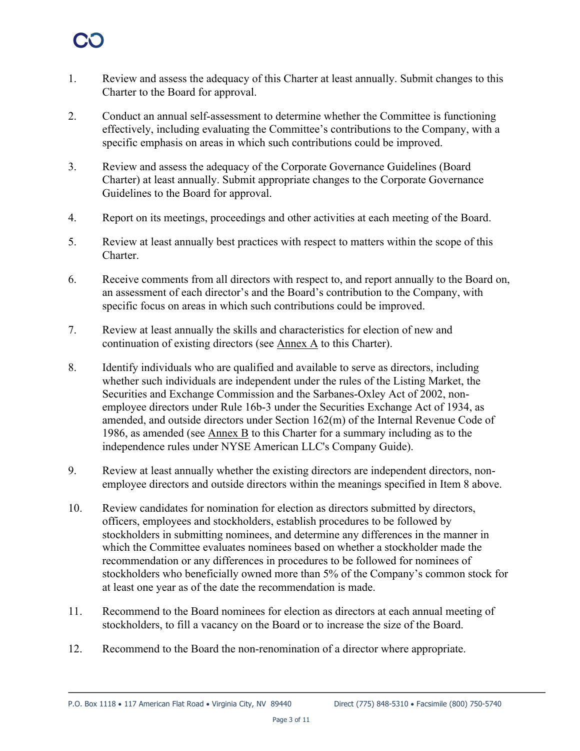1. Review and assess the adequacy of this Charter at least annually. Submit changes to this Charter to the Board for approval.

2. Conduct an annual self-assessment to determine whether the Committee is functioning effectively, including evaluating the Committee's contributions to the Company, with a specific emphasis on areas in which such contributions could be improved.

3. Review and assess the adequacy of the Corporate Governance Guidelines (Board Charter) at least annually. Submit appropriate changes to the Corporate Governance Guidelines to the Board for approval.

4. Report on its meetings, proceedings and other activities at each meeting of the Board.

5. Review at least annually best practices with respect to matters within the scope of this Charter.

6. Receive comments from all directors with respect to, and report annually to the Board on, an assessment of each director's and the Board's contribution to the Company, with specific focus on areas in which such contributions could be improved.

7. Review at least annually the skills and characteristics for election of new and continuation of existing directors (see Annex A to this Charter).

8. Identify individuals who are qualified and available to serve as directors, including whether such individuals are independent under the rules of the Listing Market, the Securities and Exchange Commission and the Sarbanes-Oxley Act of 2002, non-employee directors under Rule 16b-3 under the Securities Exchange Act of 1934, as amended, and outside directors under Section 162(m) of the Internal Revenue Code of 1986, as amended (see Annex B to this Charter for a summary including as to the independence rules under NYSE American LLC's Company Guide).

9. Review at least annually whether the existing directors are independent directors, non-employee directors and outside directors within the meanings specified in Item 8 above.

10. Review candidates for nomination for election as directors submitted by directors, officers, employees and stockholders, establish procedures to be followed by stockholders in submitting nominees, and determine any differences in the manner in which the Committee evaluates nominees based on whether a stockholder made the recommendation or any differences in procedures to be followed for nominees of stockholders who beneficially owned more than 5% of the Company's common stock for at least one year as of the date the recommendation is made.

11. Recommend to the Board nominees for election as directors at each annual meeting of stockholders, to fill a vacancy on the Board or to increase the size of the Board.

12. Recommend to the Board the non-renomination of a director where appropriate.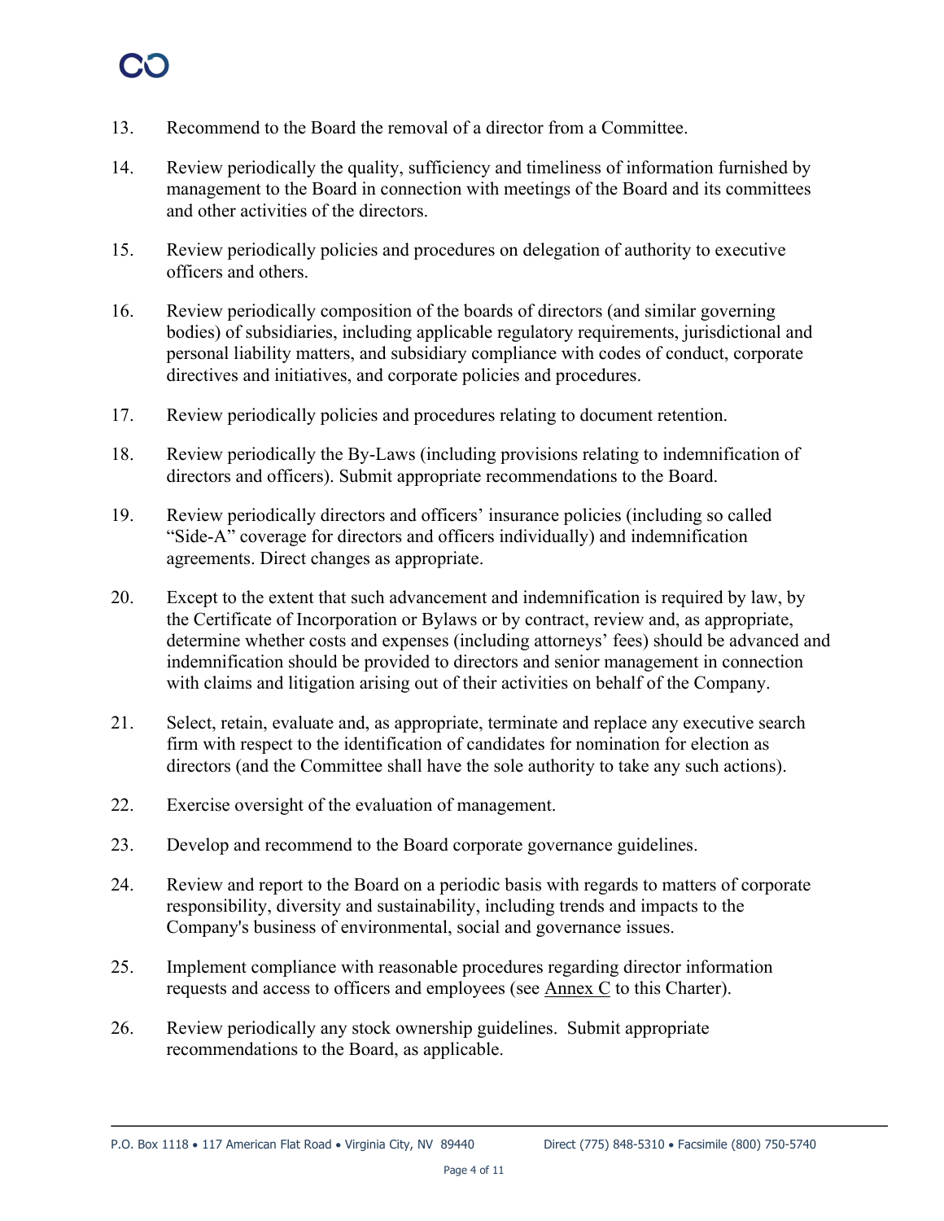13. Recommend to the Board the removal of a director from a Committee.

14. Review periodically the quality, sufficiency and timeliness of information furnished by management to the Board in connection with meetings of the Board and its committees and other activities of the directors.

15. Review periodically policies and procedures on delegation of authority to executive officers and others.

16. Review periodically composition of the boards of directors (and similar governing bodies) of subsidiaries, including applicable regulatory requirements, jurisdictional and personal liability matters, and subsidiary compliance with codes of conduct, corporate directives and initiatives, and corporate policies and procedures.

17. Review periodically policies and procedures relating to document retention.

18. Review periodically the By-Laws (including provisions relating to indemnification of directors and officers). Submit appropriate recommendations to the Board.

19. Review periodically directors and officers' insurance policies (including so called "Side-A" coverage for directors and officers individually) and indemnification agreements. Direct changes as appropriate.

20. Except to the extent that such advancement and indemnification is required by law, by the Certificate of Incorporation or Bylaws or by contract, review and, as appropriate, determine whether costs and expenses (including attorneys' fees) should be advanced and indemnification should be provided to directors and senior management in connection with claims and litigation arising out of their activities on behalf of the Company.

21. Select, retain, evaluate and, as appropriate, terminate and replace any executive search firm with respect to the identification of candidates for nomination for election as directors (and the Committee shall have the sole authority to take any such actions).

22. Exercise oversight of the evaluation of management.

23. Develop and recommend to the Board corporate governance guidelines.

24. Review and report to the Board on a periodic basis with regards to matters of corporate responsibility, diversity and sustainability, including trends and impacts to the Company's business of environmental, social and governance issues.

25. Implement compliance with reasonable procedures regarding director information requests and access to officers and employees (see Annex C to this Charter).

26. Review periodically any stock ownership guidelines. Submit appropriate recommendations to the Board, as applicable.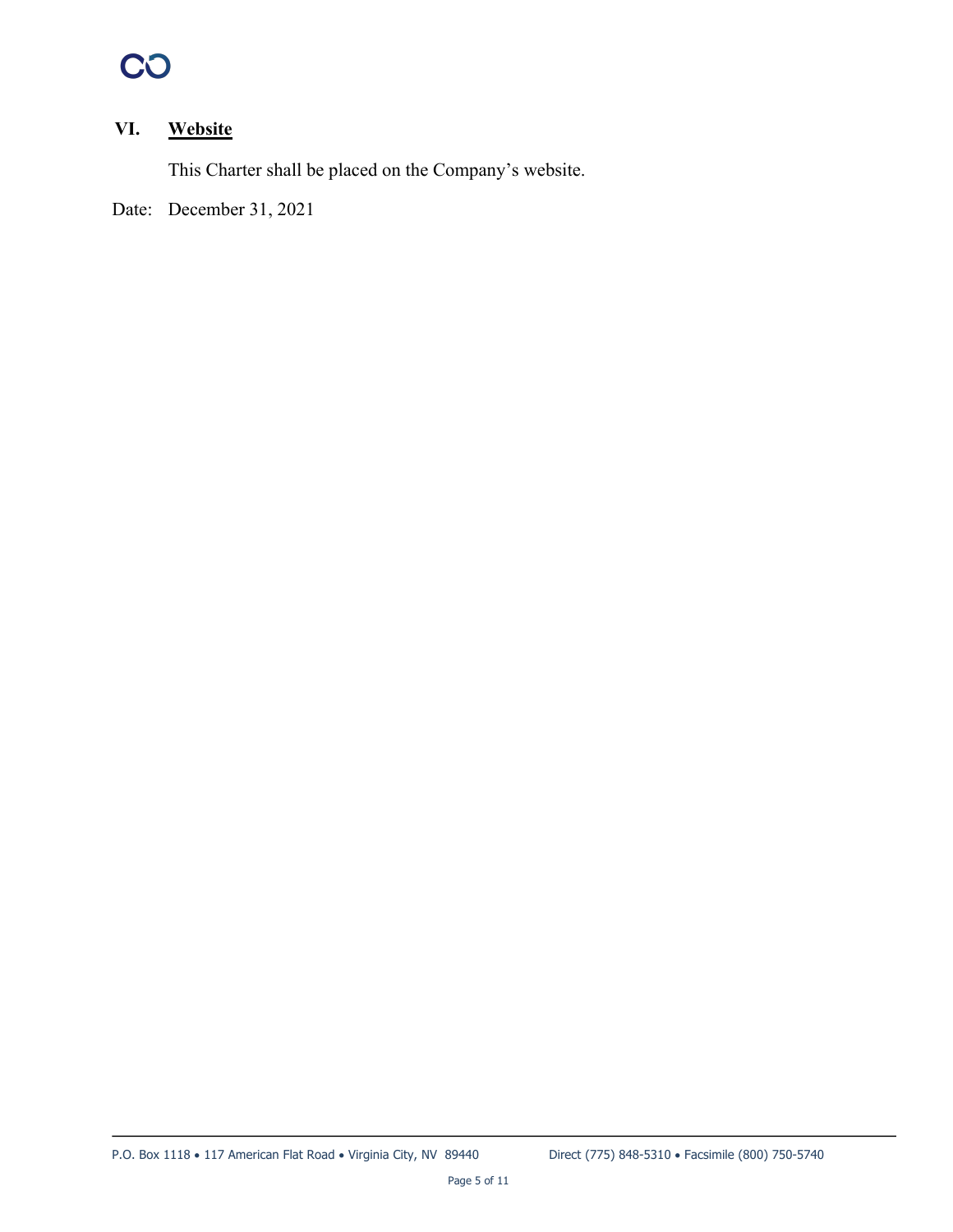## VI. Website

This Charter shall be placed on the Company's website.

Date: December 31, 2021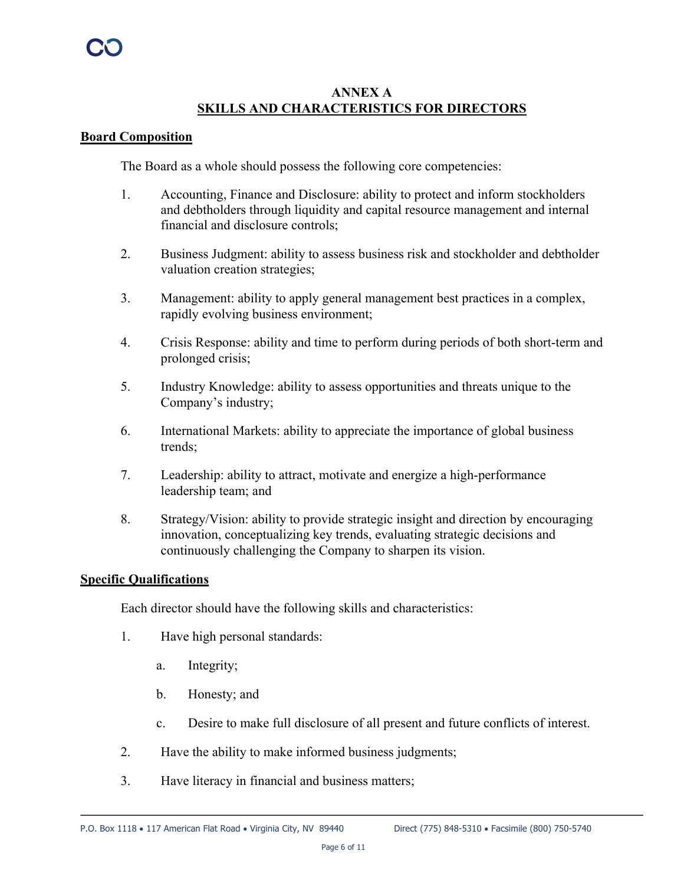# ANNEX A
## SKILLS AND CHARACTERISTICS FOR DIRECTORS

**Board Composition**

The Board as a whole should possess the following core competencies:

1. Accounting, Finance and Disclosure: ability to protect and inform stockholders and debtholders through liquidity and capital resource management and internal financial and disclosure controls;

2. Business Judgment: ability to assess business risk and stockholder and debtholder valuation creation strategies;

3. Management: ability to apply general management best practices in a complex, rapidly evolving business environment;

4. Crisis Response: ability and time to perform during periods of both short-term and prolonged crisis;

5. Industry Knowledge: ability to assess opportunities and threats unique to the Company's industry;

6. International Markets: ability to appreciate the importance of global business trends;

7. Leadership: ability to attract, motivate and energize a high-performance leadership team; and

8. Strategy/Vision: ability to provide strategic insight and direction by encouraging innovation, conceptualizing key trends, evaluating strategic decisions and continuously challenging the Company to sharpen its vision.

**Specific Qualifications**

Each director should have the following skills and characteristics:

1. Have high personal standards:

   a. Integrity;

   b. Honesty; and

   c. Desire to make full disclosure of all present and future conflicts of interest.

2. Have the ability to make informed business judgments;

3. Have literacy in financial and business matters;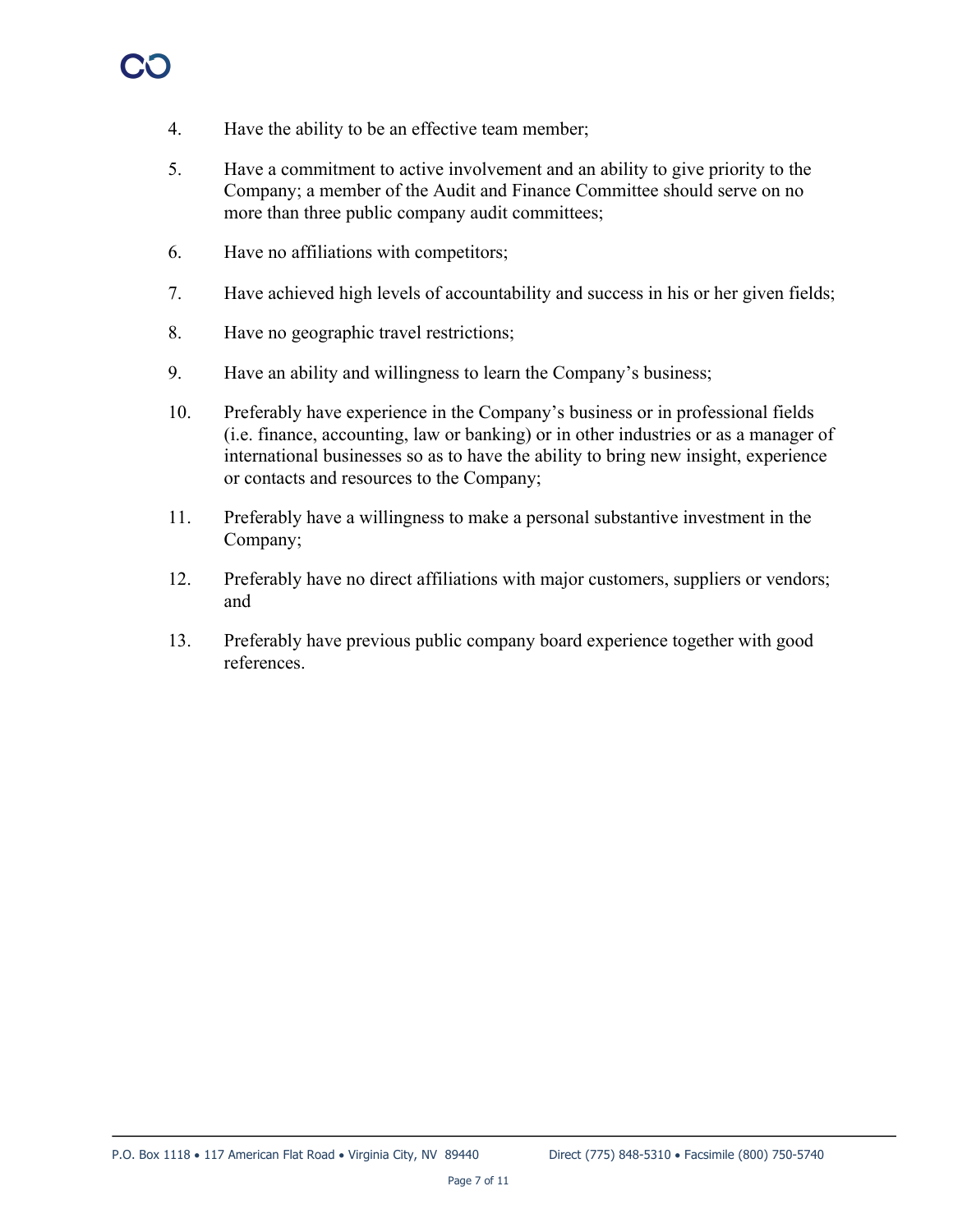4. Have the ability to be an effective team member;
5. Have a commitment to active involvement and an ability to give priority to the Company; a member of the Audit and Finance Committee should serve on no more than three public company audit committees;
6. Have no affiliations with competitors;
7. Have achieved high levels of accountability and success in his or her given fields;
8. Have no geographic travel restrictions;
9. Have an ability and willingness to learn the Company's business;
10. Preferably have experience in the Company's business or in professional fields (i.e. finance, accounting, law or banking) or in other industries or as a manager of international businesses so as to have the ability to bring new insight, experience or contacts and resources to the Company;
11. Preferably have a willingness to make a personal substantive investment in the Company;
12. Preferably have no direct affiliations with major customers, suppliers or vendors; and
13. Preferably have previous public company board experience together with good references.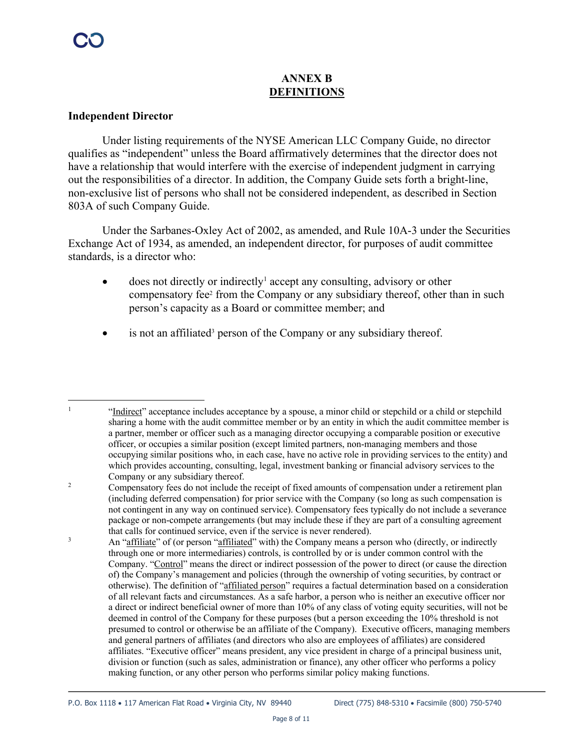# ANNEX B
## DEFINITIONS

### Independent Director

Under listing requirements of the NYSE American LLC Company Guide, no director qualifies as "independent" unless the Board affirmatively determines that the director does not have a relationship that would interfere with the exercise of independent judgment in carrying out the responsibilities of a director. In addition, the Company Guide sets forth a bright-line, non-exclusive list of persons who shall not be considered independent, as described in Section 803A of such Company Guide.

Under the Sarbanes-Oxley Act of 2002, as amended, and Rule 10A-3 under the Securities Exchange Act of 1934, as amended, an independent director, for purposes of audit committee standards, is a director who:

- does not directly or indirectly[1] accept any consulting, advisory or other compensatory fee[2] from the Company or any subsidiary thereof, other than in such person's capacity as a Board or committee member; and
- is not an affiliated[3] person of the Company or any subsidiary thereof.

---

[1] "Indirect" acceptance includes acceptance by a spouse, a minor child or stepchild or a child or stepchild sharing a home with the audit committee member or by an entity in which the audit committee member is a partner, member or officer such as a managing director occupying a comparable position or executive officer, or occupies a similar position (except limited partners, non-managing members and those occupying similar positions who, in each case, have no active role in providing services to the entity) and which provides accounting, consulting, legal, investment banking or financial advisory services to the Company or any subsidiary thereof.

[2] Compensatory fees do not include the receipt of fixed amounts of compensation under a retirement plan (including deferred compensation) for prior service with the Company (so long as such compensation is not contingent in any way on continued service). Compensatory fees typically do not include a severance package or non-compete arrangements (but may include these if they are part of a consulting agreement that calls for continued service, even if the service is never rendered).

[3] An "affiliate" of (or person "affiliated" with) the Company means a person who (directly, or indirectly through one or more intermediaries) controls, is controlled by or is under common control with the Company. "Control" means the direct or indirect possession of the power to direct (or cause the direction of) the Company's management and policies (through the ownership of voting securities, by contract or otherwise). The definition of "affiliated person" requires a factual determination based on a consideration of all relevant facts and circumstances. As a safe harbor, a person who is neither an executive officer nor a direct or indirect beneficial owner of more than 10% of any class of voting equity securities, will not be deemed in control of the Company for these purposes (but a person exceeding the 10% threshold is not presumed to control or otherwise be an affiliate of the Company). Executive officers, managing members and general partners of affiliates (and directors who also are employees of affiliates) are considered affiliates. "Executive officer" means president, any vice president in charge of a principal business unit, division or function (such as sales, administration or finance), any other officer who performs a policy making function, or any other person who performs similar policy making functions.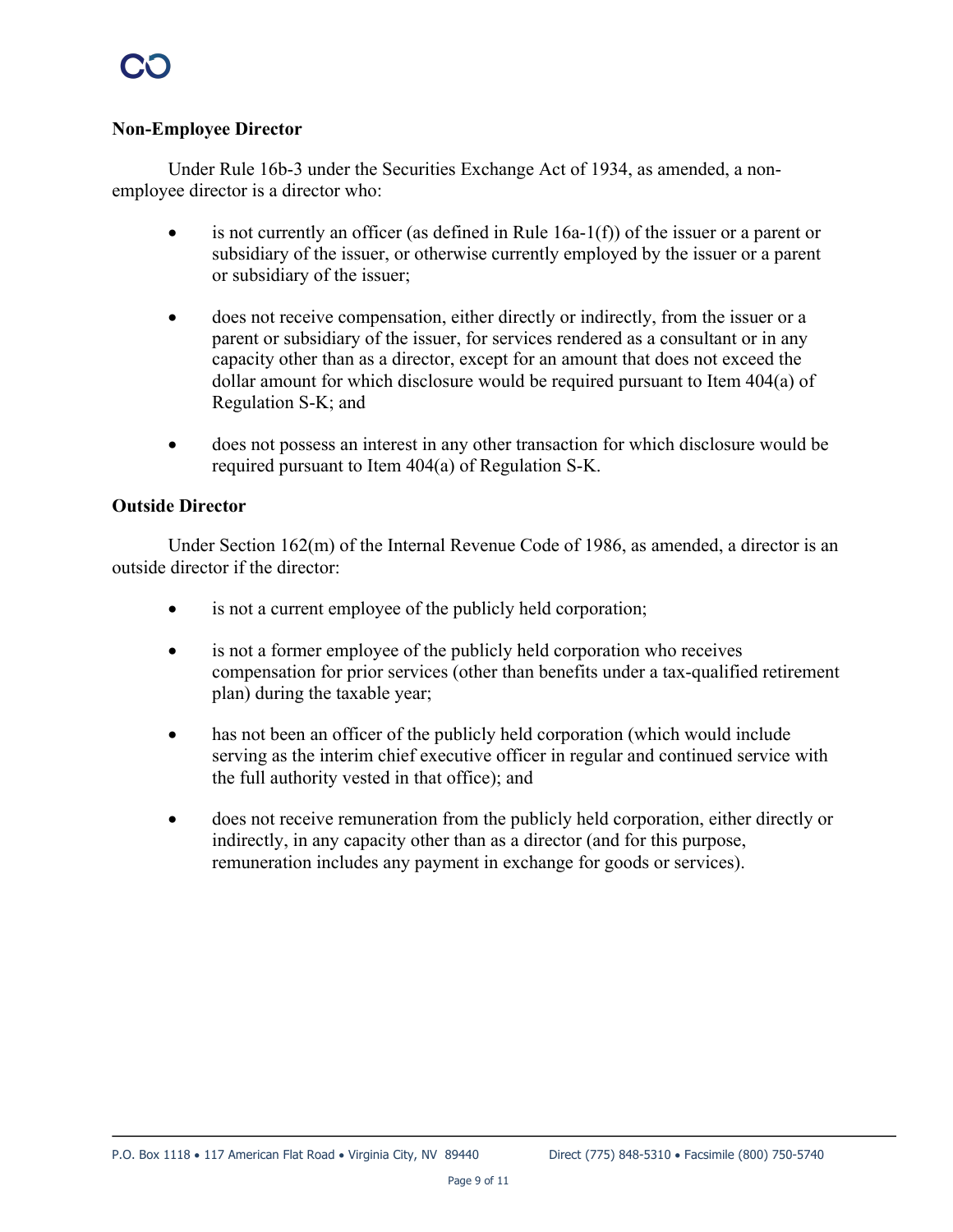**Non-Employee Director**

Under Rule 16b-3 under the Securities Exchange Act of 1934, as amended, a non-employee director is a director who:

- is not currently an officer (as defined in Rule 16a-1(f)) of the issuer or a parent or subsidiary of the issuer, or otherwise currently employed by the issuer or a parent or subsidiary of the issuer;

- does not receive compensation, either directly or indirectly, from the issuer or a parent or subsidiary of the issuer, for services rendered as a consultant or in any capacity other than as a director, except for an amount that does not exceed the dollar amount for which disclosure would be required pursuant to Item 404(a) of Regulation S-K; and

- does not possess an interest in any other transaction for which disclosure would be required pursuant to Item 404(a) of Regulation S-K.

**Outside Director**

Under Section 162(m) of the Internal Revenue Code of 1986, as amended, a director is an outside director if the director:

- is not a current employee of the publicly held corporation;

- is not a former employee of the publicly held corporation who receives compensation for prior services (other than benefits under a tax-qualified retirement plan) during the taxable year;

- has not been an officer of the publicly held corporation (which would include serving as the interim chief executive officer in regular and continued service with the full authority vested in that office); and

- does not receive remuneration from the publicly held corporation, either directly or indirectly, in any capacity other than as a director (and for this purpose, remuneration includes any payment in exchange for goods or services).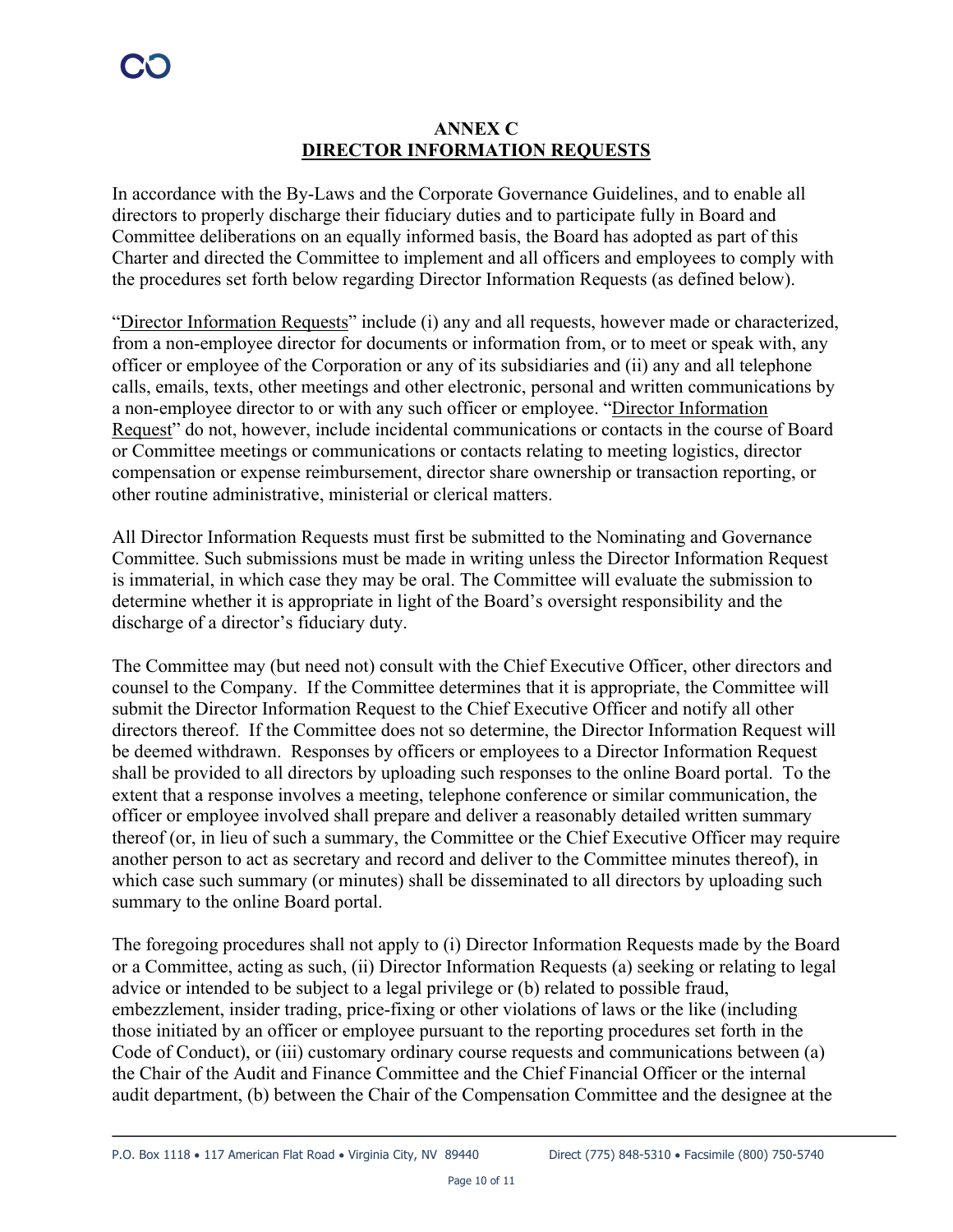# ANNEX C
## DIRECTOR INFORMATION REQUESTS

In accordance with the By-Laws and the Corporate Governance Guidelines, and to enable all directors to properly discharge their fiduciary duties and to participate fully in Board and Committee deliberations on an equally informed basis, the Board has adopted as part of this Charter and directed the Committee to implement and all officers and employees to comply with the procedures set forth below regarding Director Information Requests (as defined below).

"Director Information Requests" include (i) any and all requests, however made or characterized, from a non-employee director for documents or information from, or to meet or speak with, any officer or employee of the Corporation or any of its subsidiaries and (ii) any and all telephone calls, emails, texts, other meetings and other electronic, personal and written communications by a non-employee director to or with any such officer or employee. "Director Information Request" do not, however, include incidental communications or contacts in the course of Board or Committee meetings or communications or contacts relating to meeting logistics, director compensation or expense reimbursement, director share ownership or transaction reporting, or other routine administrative, ministerial or clerical matters.

All Director Information Requests must first be submitted to the Nominating and Governance Committee. Such submissions must be made in writing unless the Director Information Request is immaterial, in which case they may be oral. The Committee will evaluate the submission to determine whether it is appropriate in light of the Board's oversight responsibility and the discharge of a director's fiduciary duty.

The Committee may (but need not) consult with the Chief Executive Officer, other directors and counsel to the Company. If the Committee determines that it is appropriate, the Committee will submit the Director Information Request to the Chief Executive Officer and notify all other directors thereof. If the Committee does not so determine, the Director Information Request will be deemed withdrawn. Responses by officers or employees to a Director Information Request shall be provided to all directors by uploading such responses to the online Board portal. To the extent that a response involves a meeting, telephone conference or similar communication, the officer or employee involved shall prepare and deliver a reasonably detailed written summary thereof (or, in lieu of such a summary, the Committee or the Chief Executive Officer may require another person to act as secretary and record and deliver to the Committee minutes thereof), in which case such summary (or minutes) shall be disseminated to all directors by uploading such summary to the online Board portal.

The foregoing procedures shall not apply to (i) Director Information Requests made by the Board or a Committee, acting as such, (ii) Director Information Requests (a) seeking or relating to legal advice or intended to be subject to a legal privilege or (b) related to possible fraud, embezzlement, insider trading, price-fixing or other violations of laws or the like (including those initiated by an officer or employee pursuant to the reporting procedures set forth in the Code of Conduct), or (iii) customary ordinary course requests and communications between (a) the Chair of the Audit and Finance Committee and the Chief Financial Officer or the internal audit department, (b) between the Chair of the Compensation Committee and the designee at the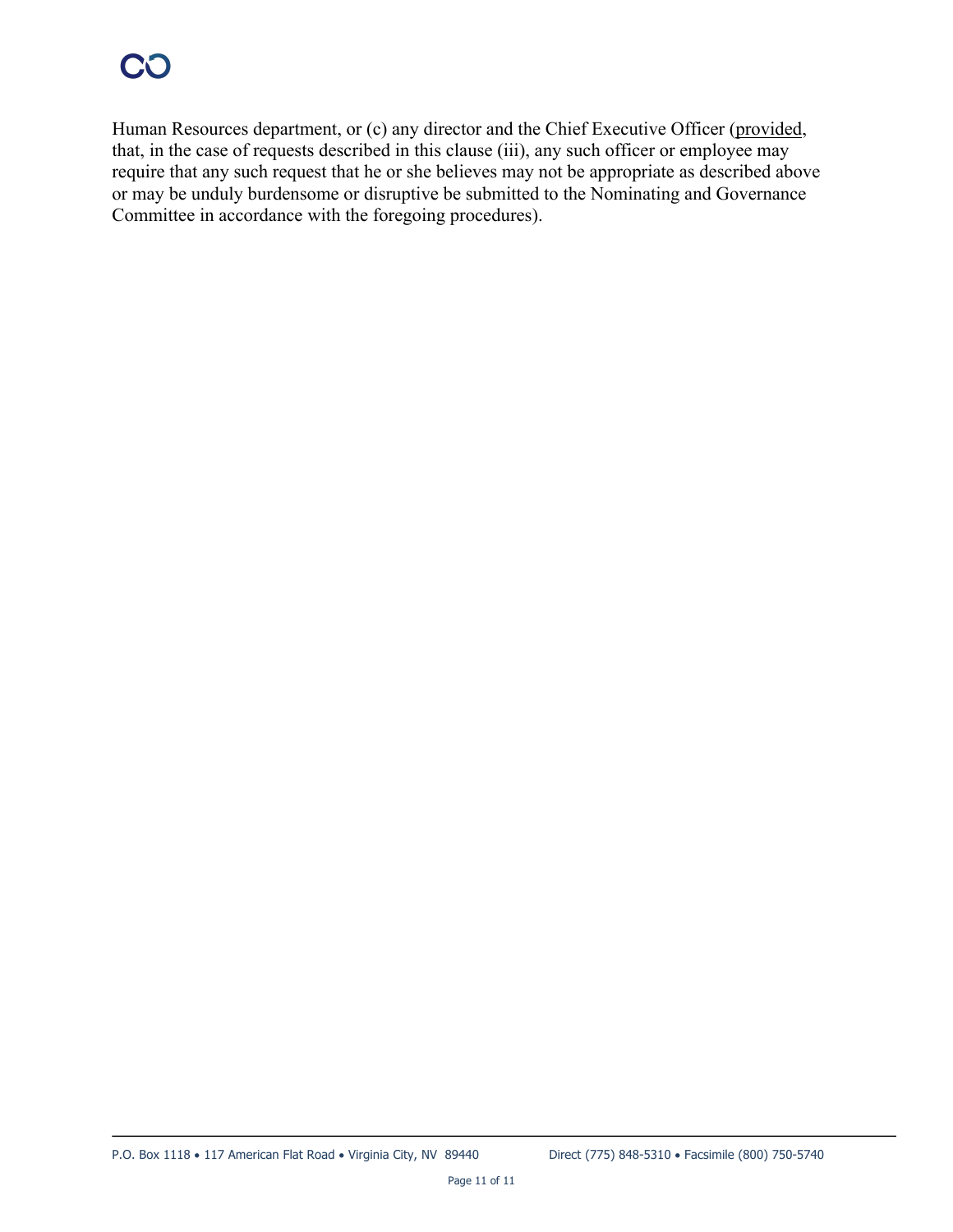Human Resources department, or (c) any director and the Chief Executive Officer (provided, that, in the case of requests described in this clause (iii), any such officer or employee may require that any such request that he or she believes may not be appropriate as described above or may be unduly burdensome or disruptive be submitted to the Nominating and Governance Committee in accordance with the foregoing procedures).